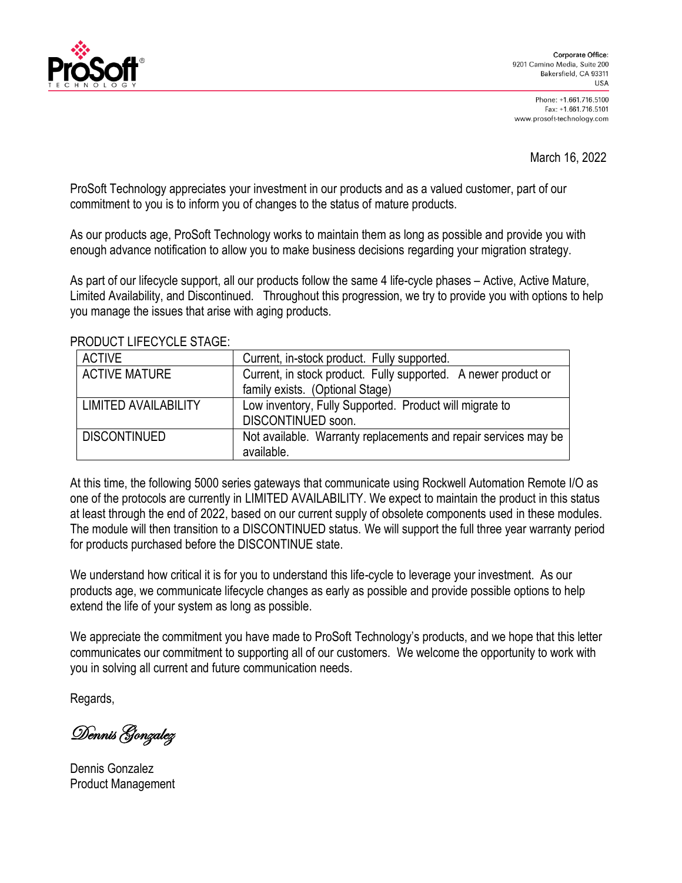Corporate Office:
9201 Camino Media, Suite 200
Bakersfield, CA 93311
USA

Phone: +1.661.716.5100
Fax: +1.661.716.5101
www.prosoft-technology.com

March 16, 2022

ProSoft Technology appreciates your investment in our products and as a valued customer, part of our commitment to you is to inform you of changes to the status of mature products.

As our products age, ProSoft Technology works to maintain them as long as possible and provide you with enough advance notification to allow you to make business decisions regarding your migration strategy.

As part of our lifecycle support, all our products follow the same 4 life-cycle phases – Active, Active Mature, Limited Availability, and Discontinued. Throughout this progression, we try to provide you with options to help you manage the issues that arise with aging products.

PRODUCT LIFECYCLE STAGE:

| | |
|---|---|
| ACTIVE | Current, in-stock product. Fully supported. |
| ACTIVE MATURE | Current, in stock product. Fully supported. A newer product or family exists. (Optional Stage) |
| LIMITED AVAILABILITY | Low inventory, Fully Supported. Product will migrate to DISCONTINUED soon. |
| DISCONTINUED | Not available. Warranty replacements and repair services may be available. |

At this time, the following 5000 series gateways that communicate using Rockwell Automation Remote I/O as one of the protocols are currently in LIMITED AVAILABILITY. We expect to maintain the product in this status at least through the end of 2022, based on our current supply of obsolete components used in these modules. The module will then transition to a DISCONTINUED status. We will support the full three year warranty period for products purchased before the DISCONTINUE state.

We understand how critical it is for you to understand this life-cycle to leverage your investment. As our products age, we communicate lifecycle changes as early as possible and provide possible options to help extend the life of your system as long as possible.

We appreciate the commitment you have made to ProSoft Technology's products, and we hope that this letter communicates our commitment to supporting all of our customers. We welcome the opportunity to work with you in solving all current and future communication needs.

Regards,

*Dennis Gonzalez*

Dennis Gonzalez
Product Management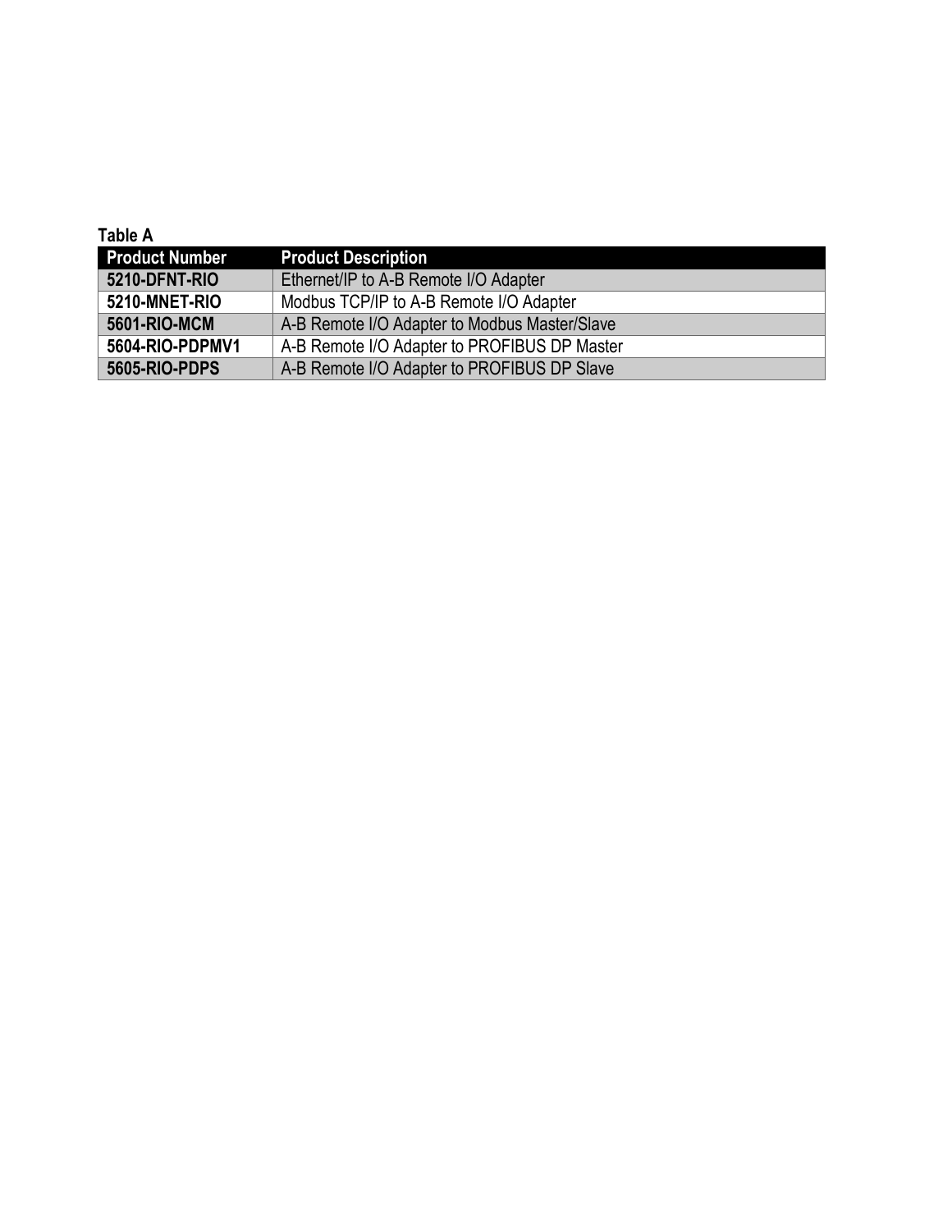**Table A**

| Product Number | Product Description |
|---|---|
| **5210-DFNT-RIO** | Ethernet/IP to A-B Remote I/O Adapter |
| **5210-MNET-RIO** | Modbus TCP/IP to A-B Remote I/O Adapter |
| **5601-RIO-MCM** | A-B Remote I/O Adapter to Modbus Master/Slave |
| **5604-RIO-PDPMV1** | A-B Remote I/O Adapter to PROFIBUS DP Master |
| **5605-RIO-PDPS** | A-B Remote I/O Adapter to PROFIBUS DP Slave |